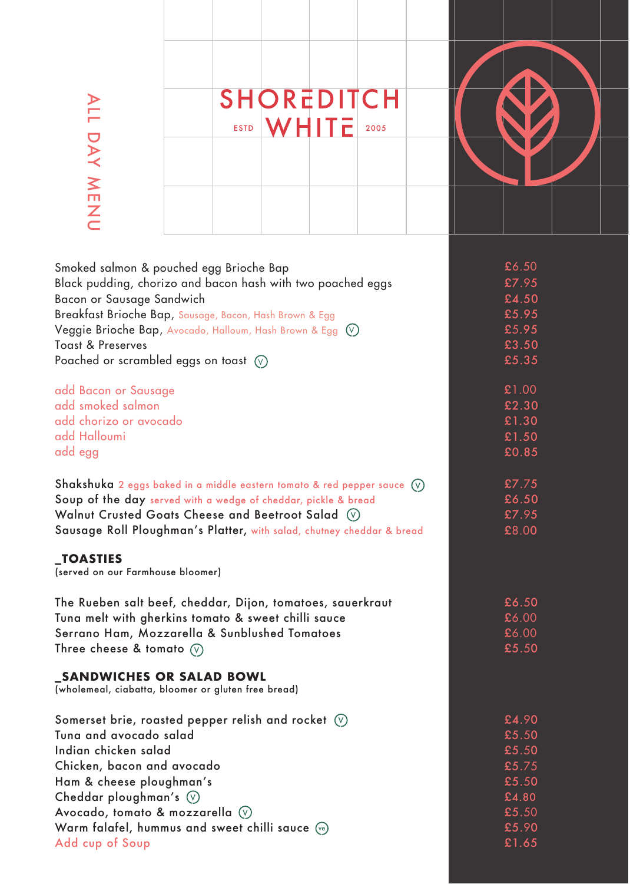ALL DAY MENU

# SHOREDITCH WHITE

ESTD 2005

| Item | Price |
|---|---|
| Smoked salmon & pouched egg Brioche Bap | £6.50 |
| Black pudding, chorizo and bacon hash with two poached eggs | £7.95 |
| Bacon or Sausage Sandwich | £4.50 |
| Breakfast Brioche Bap, Sausage, Bacon, Hash Brown & Egg | £5.95 |
| Veggie Brioche Bap, Avocado, Halloum, Hash Brown & Egg (V) | £5.95 |
| Toast & Preserves | £3.50 |
| Poached or scrambled eggs on toast (V) | £5.35 |

| Add-on | Price |
|---|---|
| add Bacon or Sausage | £1.00 |
| add smoked salmon | £2.30 |
| add chorizo or avocado | £1.30 |
| add Halloumi | £1.50 |
| add egg | £0.85 |

| Item | Price |
|---|---|
| Shakshuka 2 eggs baked in a middle eastern tomato & red pepper sauce (V) | £7.75 |
| Soup of the day served with a wedge of cheddar, pickle & bread | £6.50 |
| Walnut Crusted Goats Cheese and Beetroot Salad (V) | £7.95 |
| Sausage Roll Ploughman's Platter, with salad, chutney cheddar & bread | £8.00 |

## _TOASTIES

(served on our Farmhouse bloomer)

| Item | Price |
|---|---|
| The Rueben salt beef, cheddar, Dijon, tomatoes, sauerkraut | £6.50 |
| Tuna melt with gherkins tomato & sweet chilli sauce | £6.00 |
| Serrano Ham, Mozzarella & Sunblushed Tomatoes | £6.00 |
| Three cheese & tomato (V) | £5.50 |

## _SANDWICHES OR SALAD BOWL

(wholemeal, ciabatta, bloomer or gluten free bread)

| Item | Price |
|---|---|
| Somerset brie, roasted pepper relish and rocket (V) | £4.90 |
| Tuna and avocado salad | £5.50 |
| Indian chicken salad | £5.50 |
| Chicken, bacon and avocado | £5.75 |
| Ham & cheese ploughman's | £5.50 |
| Cheddar ploughman's (V) | £4.80 |
| Avocado, tomato & mozzarella (V) | £5.50 |
| Warm falafel, hummus and sweet chilli sauce (ve) | £5.90 |
| Add cup of Soup | £1.65 |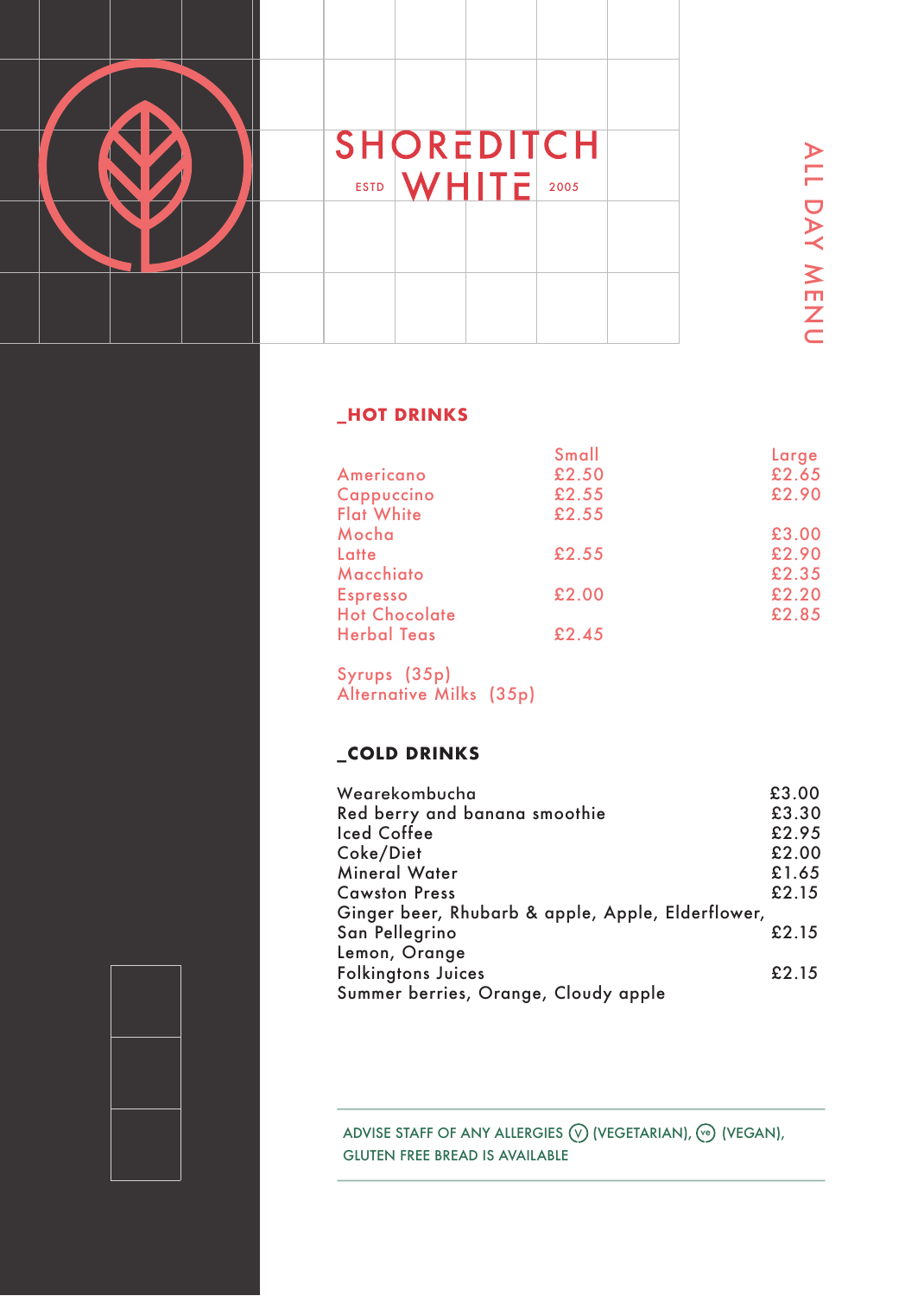# SHOREDITCH WHITE

ESTD 2005

ALL DAY MENU

## _HOT DRINKS

| | Small | Large |
|---|---|---|
| Americano | £2.50 | £2.65 |
| Cappuccino | £2.55 | £2.90 |
| Flat White | £2.55 | |
| Mocha | | £3.00 |
| Latte | £2.55 | £2.90 |
| Macchiato | | £2.35 |
| Espresso | £2.00 | £2.20 |
| Hot Chocolate | | £2.85 |
| Herbal Teas | £2.45 | |

Syrups (35p)
Alternative Milks (35p)

## _COLD DRINKS

| | |
|---|---|
| Wearekombucha | £3.00 |
| Red berry and banana smoothie | £3.30 |
| Iced Coffee | £2.95 |
| Coke/Diet | £2.00 |
| Mineral Water | £1.65 |
| Cawston Press | £2.15 |
| Ginger beer, Rhubarb & apple, Apple, Elderflower, | |
| San Pellegrino | £2.15 |
| Lemon, Orange | |
| Folkingtons Juices | £2.15 |
| Summer berries, Orange, Cloudy apple | |

ADVISE STAFF OF ANY ALLERGIES (V) (VEGETARIAN), (ve) (VEGAN),
GLUTEN FREE BREAD IS AVAILABLE